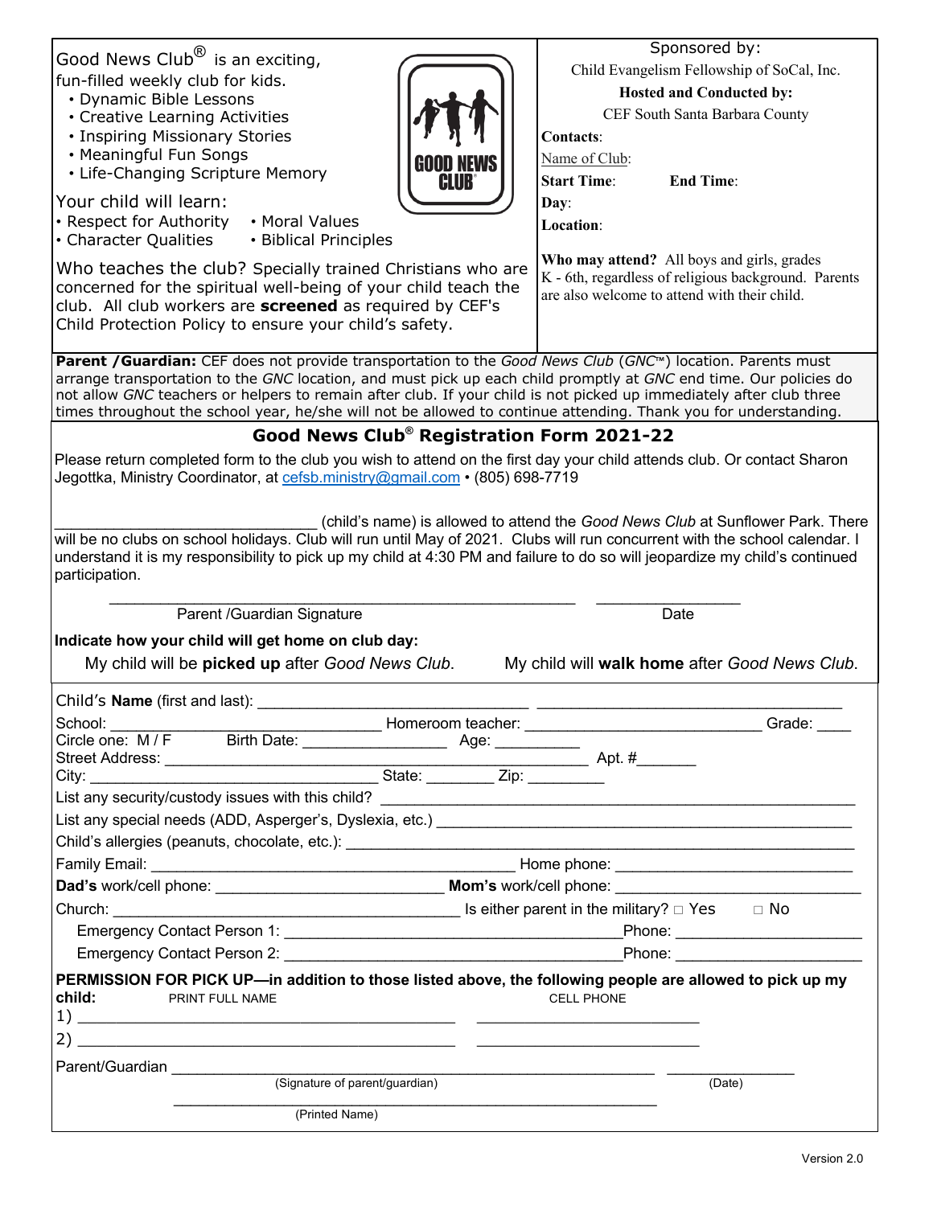Good News Club® is an exciting, fun-filled weekly club for kids.

- Dynamic Bible Lessons
- Creative Learning Activities
- Inspiring Missionary Stories
- Meaningful Fun Songs
- Life-Changing Scripture Memory

GOOD NEWS CLUB®

Your child will learn:

- Respect for Authority
- Moral Values
- Character Qualities
- Biblical Principles

Who teaches the club? Specially trained Christians who are concerned for the spiritual well-being of your child teach the club. All club workers are **screened** as required by CEF's Child Protection Policy to ensure your child's safety.

Sponsored by:

Child Evangelism Fellowship of SoCal, Inc.

**Hosted and Conducted by:**

CEF South Santa Barbara County

**Contacts**:

Name of Club:

**Start Time**: **End Time**:

**Day**:

**Location**:

**Who may attend?** All boys and girls, grades K - 6th, regardless of religious background. Parents are also welcome to attend with their child.

**Parent /Guardian:** CEF does not provide transportation to the *Good News Club* (*GNC*™) location. Parents must arrange transportation to the *GNC* location, and must pick up each child promptly at *GNC* end time. Our policies do not allow *GNC* teachers or helpers to remain after club. If your child is not picked up immediately after club three times throughout the school year, he/she will not be allowed to continue attending. Thank you for understanding.

## Good News Club® Registration Form 2021-22

Please return completed form to the club you wish to attend on the first day your child attends club. Or contact Sharon Jegottka, Ministry Coordinator, at cefsb.ministry@gmail.com • (805) 698-7719

______________________________ (child's name) is allowed to attend the *Good News Club* at Sunflower Park. There will be no clubs on school holidays. Club will run until May of 2021. Clubs will run concurrent with the school calendar. I understand it is my responsibility to pick up my child at 4:30 PM and failure to do so will jeopardize my child's continued participation.

______________________________________________ ________________

Parent /Guardian Signature Date

**Indicate how your child will get home on club day:**

My child will be **picked up** after *Good News Club*. My child will **walk home** after *Good News Club*.

Child's **Name** (first and last): ______________________________ ______________________________

School: ______________________________ Homeroom teacher: ______________________________ Grade: ____

Circle one: M / F Birth Date: ________________ Age: __________

Street Address: ______________________________________________ Apt. #_______

City: ________________________________ State: ________ Zip: _________

List any security/custody issues with this child? ______________________________________________

List any special needs (ADD, Asperger's, Dyslexia, etc.) ______________________________________________

Child's allergies (peanuts, chocolate, etc.): ______________________________________________

Family Email: ________________________________________ Home phone: ___________________________

**Dad's** work/cell phone: ___________________________ **Mom's** work/cell phone: ___________________________

Church: ________________________________________ Is either parent in the military? □ Yes □ No

Emergency Contact Person 1: ________________________________________ Phone: ______________________

Emergency Contact Person 2: ________________________________________ Phone: ______________________

**PERMISSION FOR PICK UP—in addition to those listed above, the following people are allowed to pick up my child:**

| PRINT FULL NAME | CELL PHONE |
|---|---|
| 1) ____________________________________________ | __________________________ |
| 2) ____________________________________________ | __________________________ |

Parent/Guardian ________________________________________________________ _______________

(Signature of parent/guardian) (Date)

________________________________________________________

(Printed Name)

Version 2.0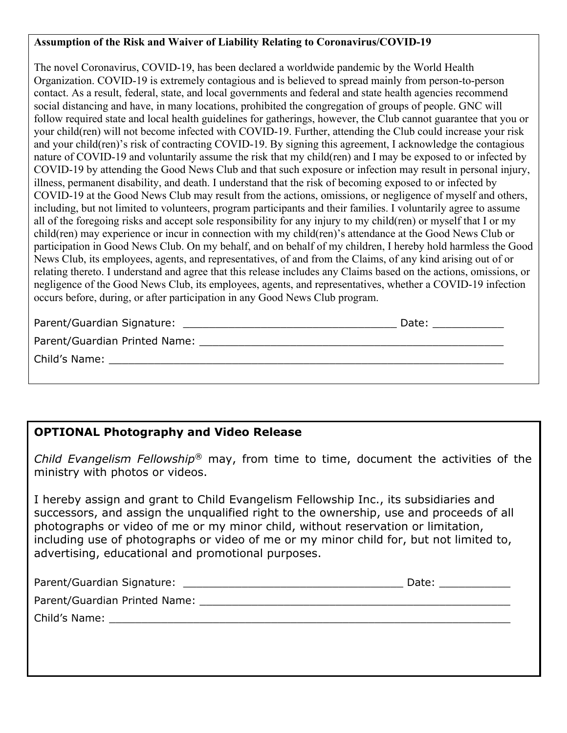**Assumption of the Risk and Waiver of Liability Relating to Coronavirus/COVID-19**

The novel Coronavirus, COVID-19, has been declared a worldwide pandemic by the World Health Organization. COVID-19 is extremely contagious and is believed to spread mainly from person-to-person contact. As a result, federal, state, and local governments and federal and state health agencies recommend social distancing and have, in many locations, prohibited the congregation of groups of people. GNC will follow required state and local health guidelines for gatherings, however, the Club cannot guarantee that you or your child(ren) will not become infected with COVID-19. Further, attending the Club could increase your risk and your child(ren)'s risk of contracting COVID-19. By signing this agreement, I acknowledge the contagious nature of COVID-19 and voluntarily assume the risk that my child(ren) and I may be exposed to or infected by COVID-19 by attending the Good News Club and that such exposure or infection may result in personal injury, illness, permanent disability, and death. I understand that the risk of becoming exposed to or infected by COVID-19 at the Good News Club may result from the actions, omissions, or negligence of myself and others, including, but not limited to, volunteers, program participants and their families. I voluntarily agree to assume all of the foregoing risks and accept sole responsibility for any injury to my child(ren) or myself that I or my child(ren) may experience or incur in connection with my child(ren)'s attendance at the Good News Club or participation in Good News Club. On my behalf, and on behalf of my children, I hereby hold harmless the Good News Club, its employees, agents, and representatives, of and from the Claims, of any kind arising out of or relating thereto. I understand and agree that this release includes any Claims based on the actions, omissions, or negligence of the Good News Club, its employees, agents, and representatives, whether a COVID-19 infection occurs before, during, or after participation in any Good News Club program.

Parent/Guardian Signature: _________________________________ Date: ___________

Parent/Guardian Printed Name: _________________________________________________

Child's Name: ______________________________________________________________

**OPTIONAL Photography and Video Release**

*Child Evangelism Fellowship*® may, from time to time, document the activities of the ministry with photos or videos.

I hereby assign and grant to Child Evangelism Fellowship Inc., its subsidiaries and successors, and assign the unqualified right to the ownership, use and proceeds of all photographs or video of me or my minor child, without reservation or limitation, including use of photographs or video of me or my minor child for, but not limited to, advertising, educational and promotional purposes.

Parent/Guardian Signature: _________________________________ Date: ___________

Parent/Guardian Printed Name: _________________________________________________

Child's Name: ______________________________________________________________